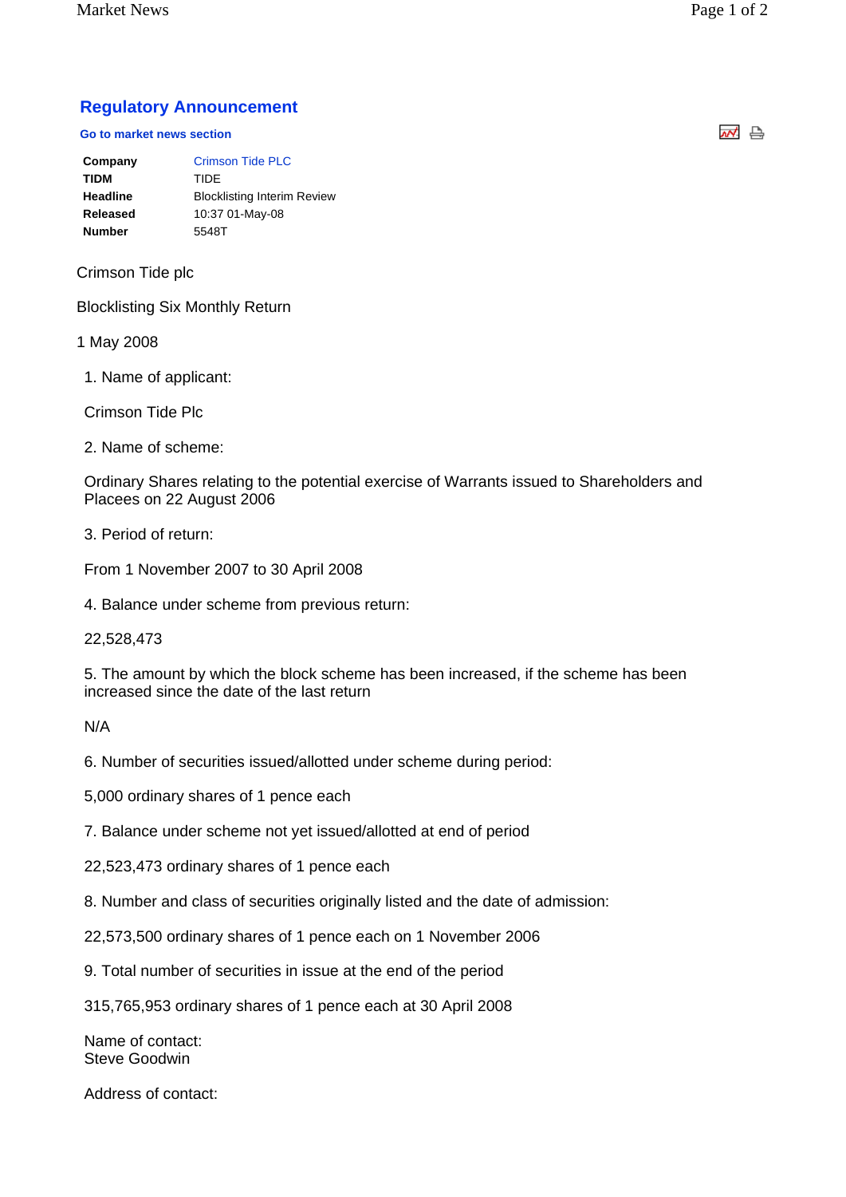## Regulatory Announcement

**Go to market news section**

| | |
|---|---|
| **Company** | Crimson Tide PLC |
| **TIDM** | TIDE |
| **Headline** | Blocklisting Interim Review |
| **Released** | 10:37 01-May-08 |
| **Number** | 5548T |

Crimson Tide plc

Blocklisting Six Monthly Return

1 May 2008

1. Name of applicant:

Crimson Tide Plc

2. Name of scheme:

Ordinary Shares relating to the potential exercise of Warrants issued to Shareholders and Placees on 22 August 2006

3. Period of return:

From 1 November 2007 to 30 April 2008

4. Balance under scheme from previous return:

22,528,473

5. The amount by which the block scheme has been increased, if the scheme has been increased since the date of the last return

N/A

6. Number of securities issued/allotted under scheme during period:

5,000 ordinary shares of 1 pence each

7. Balance under scheme not yet issued/allotted at end of period

22,523,473 ordinary shares of 1 pence each

8. Number and class of securities originally listed and the date of admission:

22,573,500 ordinary shares of 1 pence each on 1 November 2006

9. Total number of securities in issue at the end of the period

315,765,953 ordinary shares of 1 pence each at 30 April 2008

Name of contact:
Steve Goodwin

Address of contact: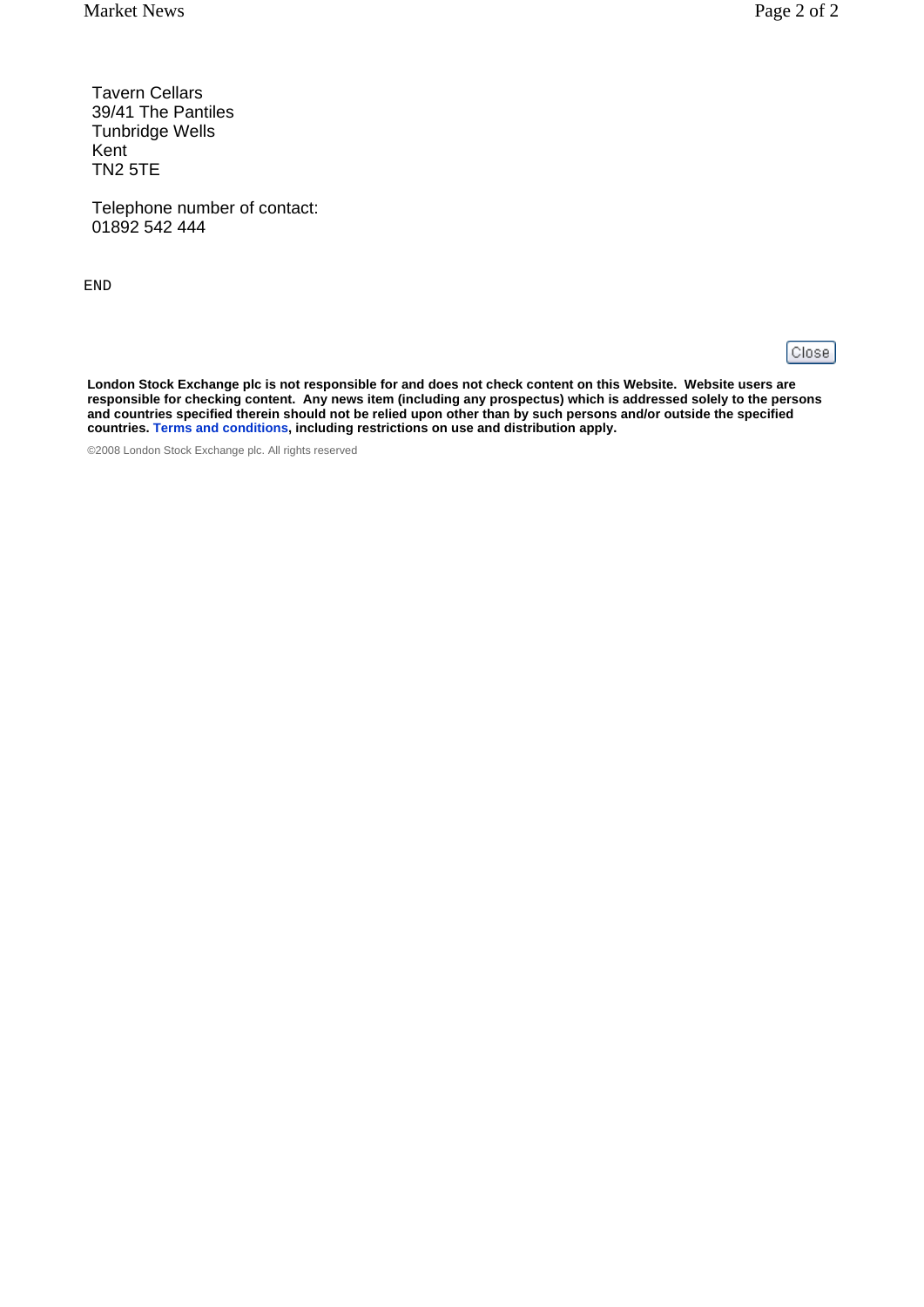Tavern Cellars
39/41 The Pantiles
Tunbridge Wells
Kent
TN2 5TE

Telephone number of contact:
01892 542 444

END

Close

**London Stock Exchange plc is not responsible for and does not check content on this Website. Website users are responsible for checking content. Any news item (including any prospectus) which is addressed solely to the persons and countries specified therein should not be relied upon other than by such persons and/or outside the specified countries. Terms and conditions, including restrictions on use and distribution apply.**

©2008 London Stock Exchange plc. All rights reserved